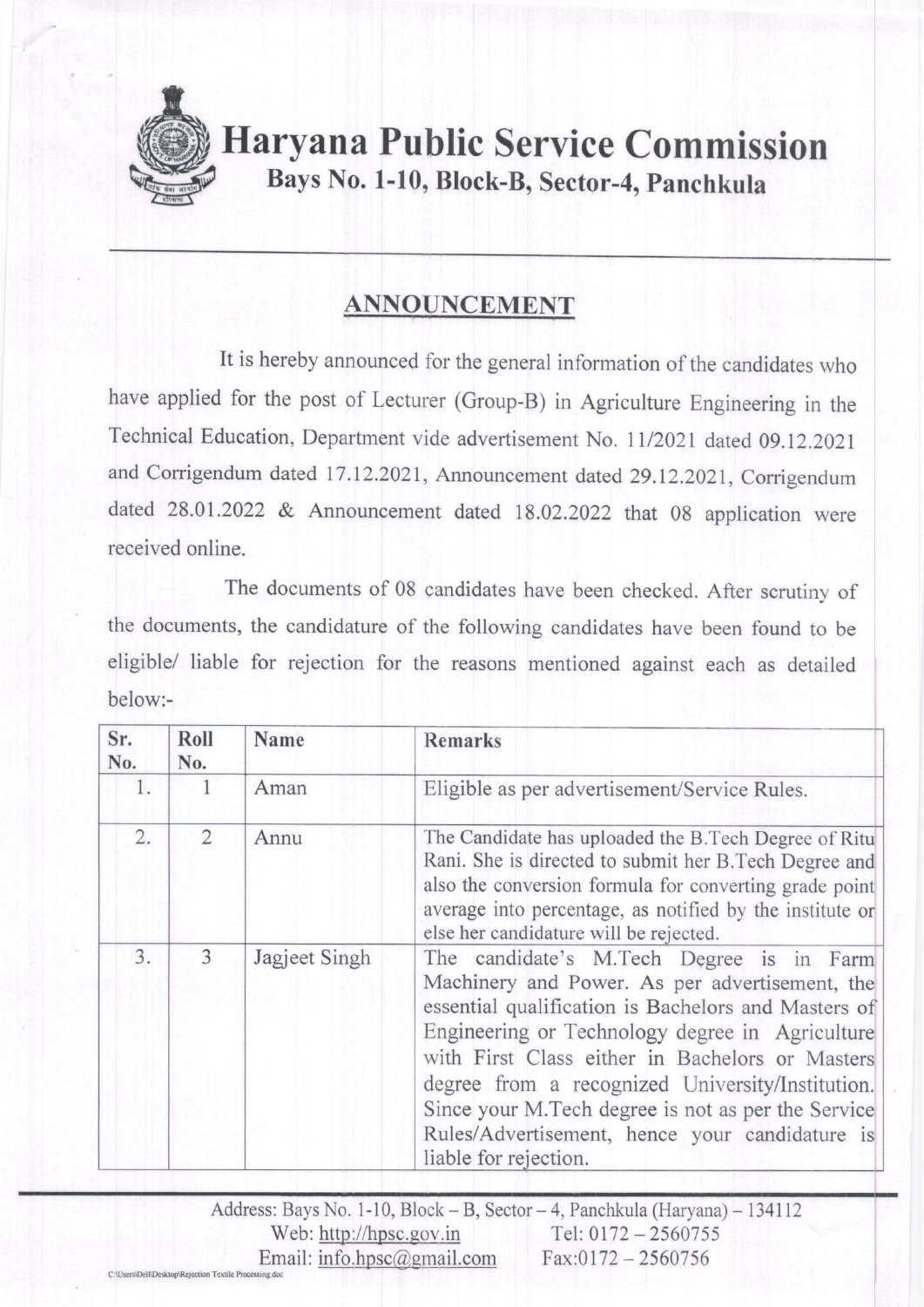# Haryana Public Service Commission

**Bays No. 1-10, Block-B, Sector-4, Panchkula**

## ANNOUNCEMENT

It is hereby announced for the general information of the candidates who have applied for the post of Lecturer (Group-B) in Agriculture Engineering in the Technical Education, Department vide advertisement No. 11/2021 dated 09.12.2021 and Corrigendum dated 17.12.2021, Announcement dated 29.12.2021, Corrigendum dated 28.01.2022 & Announcement dated 18.02.2022 that 08 application were received online.

The documents of 08 candidates have been checked. After scrutiny of the documents, the candidature of the following candidates have been found to be eligible/ liable for rejection for the reasons mentioned against each as detailed below:-

| Sr. No. | Roll No. | Name | Remarks |
|---|---|---|---|
| 1. | 1 | Aman | Eligible as per advertisement/Service Rules. |
| 2. | 2 | Annu | The Candidate has uploaded the B.Tech Degree of Ritu Rani. She is directed to submit her B.Tech Degree and also the conversion formula for converting grade point average into percentage, as notified by the institute or else her candidature will be rejected. |
| 3. | 3 | Jagjeet Singh | The candidate's M.Tech Degree is in Farm Machinery and Power. As per advertisement, the essential qualification is Bachelors and Masters of Engineering or Technology degree in Agriculture with First Class either in Bachelors or Masters degree from a recognized University/Institution. Since your M.Tech degree is not as per the Service Rules/Advertisement, hence your candidature is liable for rejection. |

Address: Bays No. 1-10, Block – B, Sector – 4, Panchkula (Haryana) – 134112
Web: http://hpsc.gov.in Tel: 0172 – 2560755
Email: info.hpsc@gmail.com Fax:0172 – 2560756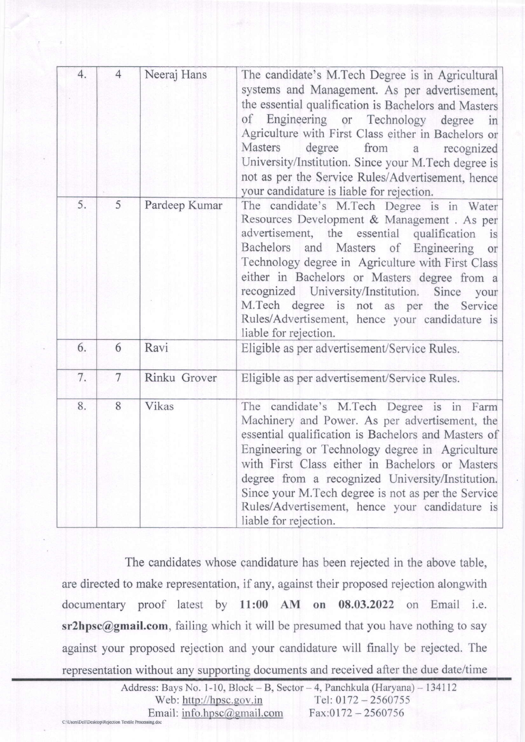| 4. | 4 | Neeraj Hans | The candidate's M.Tech Degree is in Agricultural systems and Management. As per advertisement, the essential qualification is Bachelors and Masters of Engineering or Technology degree in Agriculture with First Class either in Bachelors or Masters degree from a recognized University/Institution. Since your M.Tech degree is not as per the Service Rules/Advertisement, hence your candidature is liable for rejection. |
|---|---|---|---|
| 5. | 5 | Pardeep Kumar | The candidate's M.Tech Degree is in Water Resources Development & Management . As per advertisement, the essential qualification is Bachelors and Masters of Engineering or Technology degree in Agriculture with First Class either in Bachelors or Masters degree from a recognized University/Institution. Since your M.Tech degree is not as per the Service Rules/Advertisement, hence your candidature is liable for rejection. |
| 6. | 6 | Ravi | Eligible as per advertisement/Service Rules. |
| 7. | 7 | Rinku Grover | Eligible as per advertisement/Service Rules. |
| 8. | 8 | Vikas | The candidate's M.Tech Degree is in Farm Machinery and Power. As per advertisement, the essential qualification is Bachelors and Masters of Engineering or Technology degree in Agriculture with First Class either in Bachelors or Masters degree from a recognized University/Institution. Since your M.Tech degree is not as per the Service Rules/Advertisement, hence your candidature is liable for rejection. |

The candidates whose candidature has been rejected in the above table, are directed to make representation, if any, against their proposed rejection alongwith documentary proof latest by **11:00 AM on 08.03.2022** on Email i.e. **sr2hpsc@gmail.com**, failing which it will be presumed that you have nothing to say against your proposed rejection and your candidature will finally be rejected. The representation without any supporting documents and received after the due date/time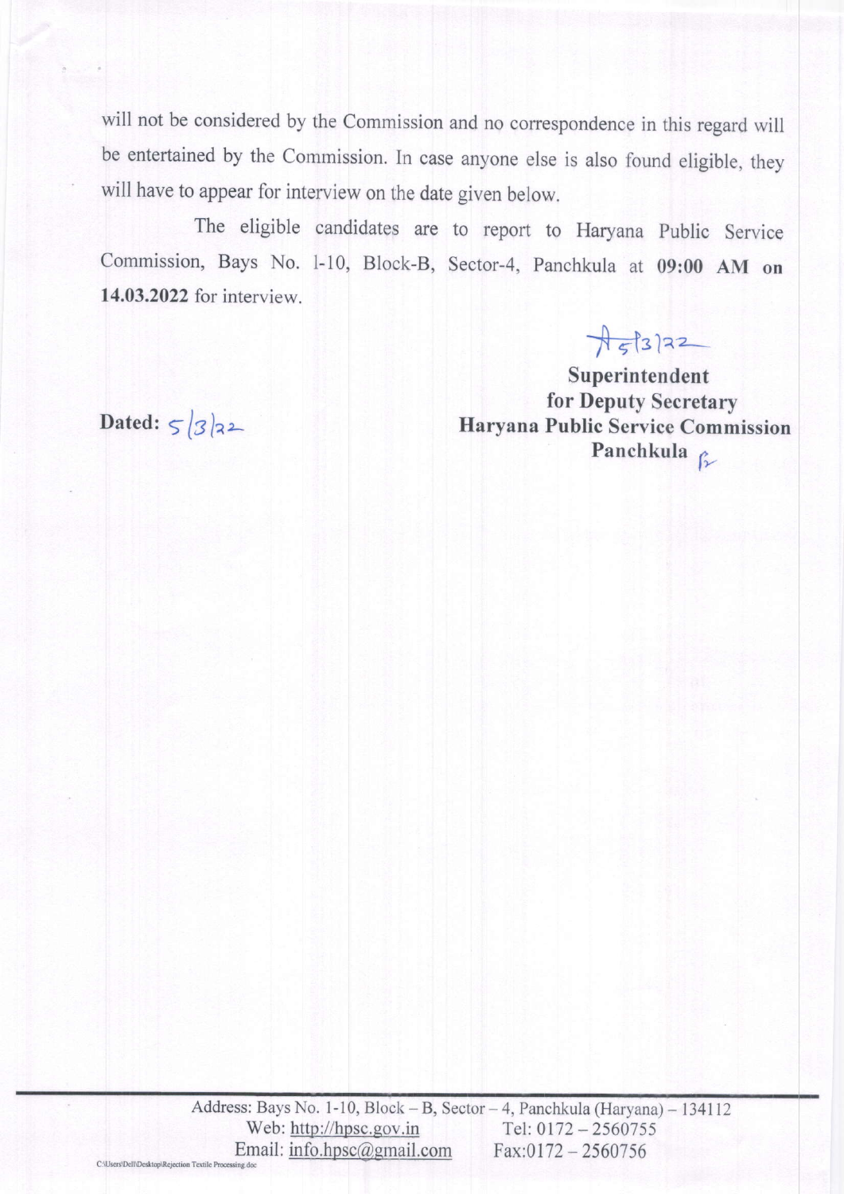will not be considered by the Commission and no correspondence in this regard will be entertained by the Commission. In case anyone else is also found eligible, they will have to appear for interview on the date given below.

The eligible candidates are to report to Haryana Public Service Commission, Bays No. 1-10, Block-B, Sector-4, Panchkula at **09:00 AM on 14.03.2022** for interview.

Sd/- 5/3/22

**Superintendent**
**for Deputy Secretary**
**Haryana Public Service Commission**
**Panchkula**

**Dated:** 5/3/22

Address: Bays No. 1-10, Block – B, Sector – 4, Panchkula (Haryana) – 134112
Web: http://hpsc.gov.in Tel: 0172 – 2560755
Email: info.hpsc@gmail.com Fax:0172 – 2560756